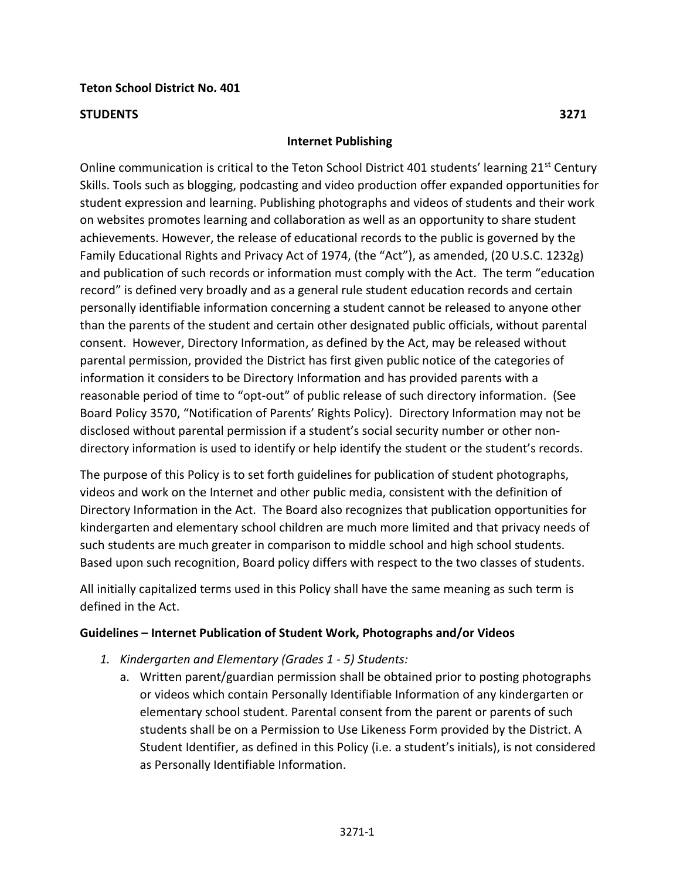**Teton School District No. 401**

**STUDENTS 3271**

## Internet Publishing

Online communication is critical to the Teton School District 401 students' learning 21st Century Skills. Tools such as blogging, podcasting and video production offer expanded opportunities for student expression and learning. Publishing photographs and videos of students and their work on websites promotes learning and collaboration as well as an opportunity to share student achievements. However, the release of educational records to the public is governed by the Family Educational Rights and Privacy Act of 1974, (the "Act"), as amended, (20 U.S.C. 1232g) and publication of such records or information must comply with the Act. The term "education record" is defined very broadly and as a general rule student education records and certain personally identifiable information concerning a student cannot be released to anyone other than the parents of the student and certain other designated public officials, without parental consent. However, Directory Information, as defined by the Act, may be released without parental permission, provided the District has first given public notice of the categories of information it considers to be Directory Information and has provided parents with a reasonable period of time to "opt-out" of public release of such directory information. (See Board Policy 3570, "Notification of Parents' Rights Policy). Directory Information may not be disclosed without parental permission if a student's social security number or other non-directory information is used to identify or help identify the student or the student's records.

The purpose of this Policy is to set forth guidelines for publication of student photographs, videos and work on the Internet and other public media, consistent with the definition of Directory Information in the Act. The Board also recognizes that publication opportunities for kindergarten and elementary school children are much more limited and that privacy needs of such students are much greater in comparison to middle school and high school students. Based upon such recognition, Board policy differs with respect to the two classes of students.

All initially capitalized terms used in this Policy shall have the same meaning as such term is defined in the Act.

### Guidelines – Internet Publication of Student Work, Photographs and/or Videos

1. *Kindergarten and Elementary (Grades 1 - 5) Students:*
   a. Written parent/guardian permission shall be obtained prior to posting photographs or videos which contain Personally Identifiable Information of any kindergarten or elementary school student. Parental consent from the parent or parents of such students shall be on a Permission to Use Likeness Form provided by the District. A Student Identifier, as defined in this Policy (i.e. a student's initials), is not considered as Personally Identifiable Information.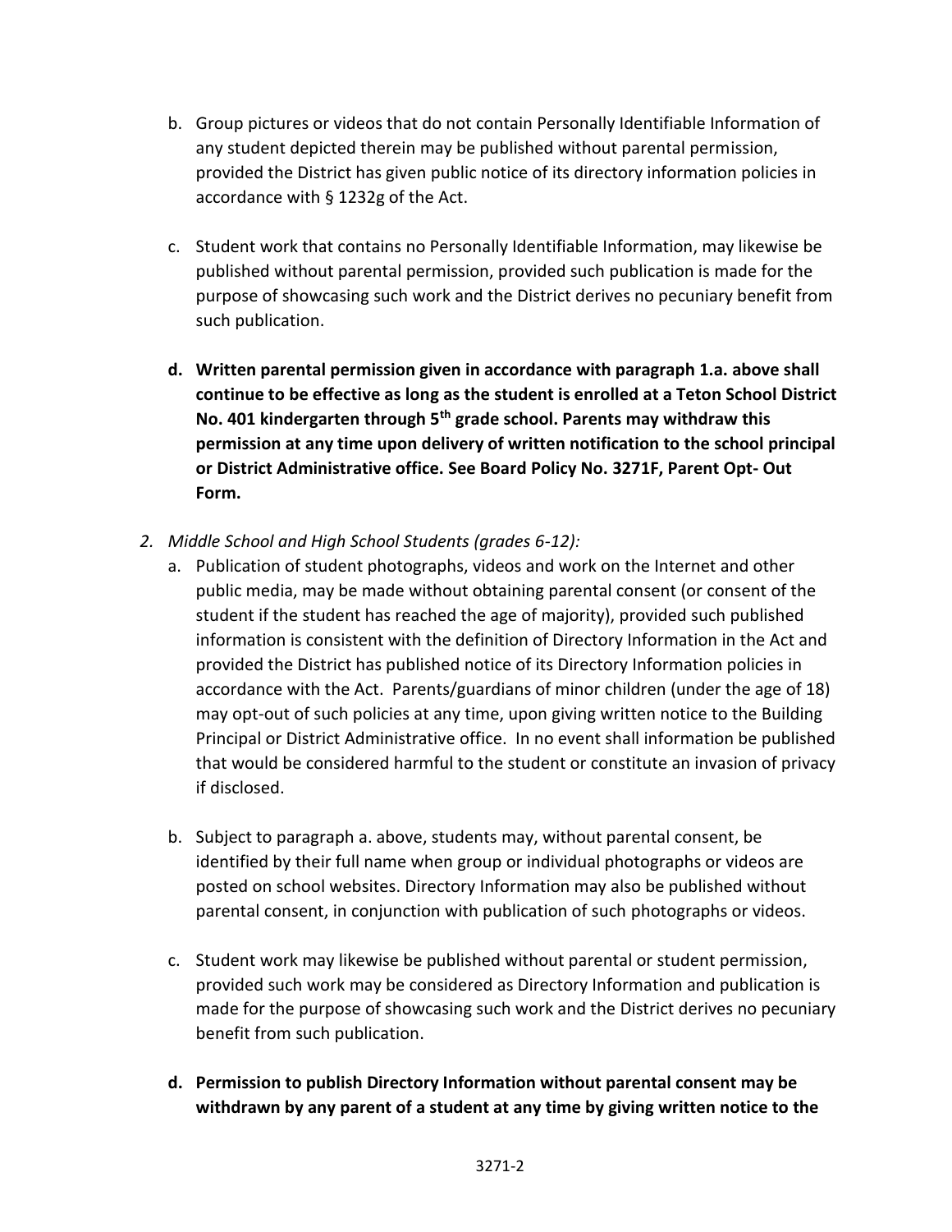b. Group pictures or videos that do not contain Personally Identifiable Information of any student depicted therein may be published without parental permission, provided the District has given public notice of its directory information policies in accordance with § 1232g of the Act.

c. Student work that contains no Personally Identifiable Information, may likewise be published without parental permission, provided such publication is made for the purpose of showcasing such work and the District derives no pecuniary benefit from such publication.

**d. Written parental permission given in accordance with paragraph 1.a. above shall continue to be effective as long as the student is enrolled at a Teton School District No. 401 kindergarten through 5th grade school. Parents may withdraw this permission at any time upon delivery of written notification to the school principal or District Administrative office. See Board Policy No. 3271F, Parent Opt- Out Form.**

2. *Middle School and High School Students (grades 6-12):*

   a. Publication of student photographs, videos and work on the Internet and other public media, may be made without obtaining parental consent (or consent of the student if the student has reached the age of majority), provided such published information is consistent with the definition of Directory Information in the Act and provided the District has published notice of its Directory Information policies in accordance with the Act. Parents/guardians of minor children (under the age of 18) may opt-out of such policies at any time, upon giving written notice to the Building Principal or District Administrative office. In no event shall information be published that would be considered harmful to the student or constitute an invasion of privacy if disclosed.

   b. Subject to paragraph a. above, students may, without parental consent, be identified by their full name when group or individual photographs or videos are posted on school websites. Directory Information may also be published without parental consent, in conjunction with publication of such photographs or videos.

   c. Student work may likewise be published without parental or student permission, provided such work may be considered as Directory Information and publication is made for the purpose of showcasing such work and the District derives no pecuniary benefit from such publication.

   **d. Permission to publish Directory Information without parental consent may be withdrawn by any parent of a student at any time by giving written notice to the**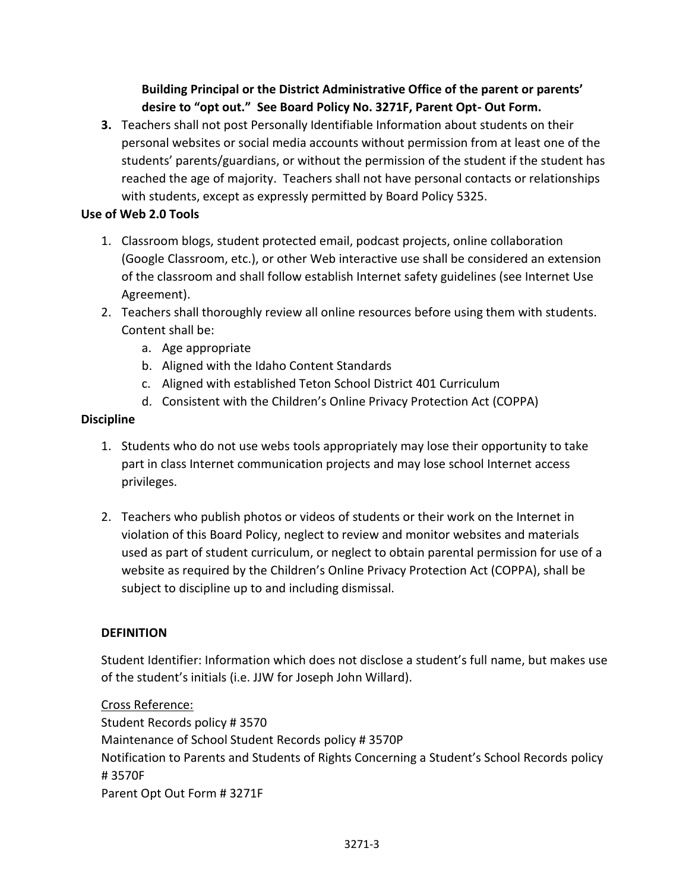**Building Principal or the District Administrative Office of the parent or parents' desire to "opt out." See Board Policy No. 3271F, Parent Opt- Out Form.**

3. Teachers shall not post Personally Identifiable Information about students on their personal websites or social media accounts without permission from at least one of the students' parents/guardians, or without the permission of the student if the student has reached the age of majority. Teachers shall not have personal contacts or relationships with students, except as expressly permitted by Board Policy 5325.

**Use of Web 2.0 Tools**

1. Classroom blogs, student protected email, podcast projects, online collaboration (Google Classroom, etc.), or other Web interactive use shall be considered an extension of the classroom and shall follow establish Internet safety guidelines (see Internet Use Agreement).
2. Teachers shall thoroughly review all online resources before using them with students. Content shall be:
   a. Age appropriate
   b. Aligned with the Idaho Content Standards
   c. Aligned with established Teton School District 401 Curriculum
   d. Consistent with the Children's Online Privacy Protection Act (COPPA)

**Discipline**

1. Students who do not use webs tools appropriately may lose their opportunity to take part in class Internet communication projects and may lose school Internet access privileges.

2. Teachers who publish photos or videos of students or their work on the Internet in violation of this Board Policy, neglect to review and monitor websites and materials used as part of student curriculum, or neglect to obtain parental permission for use of a website as required by the Children's Online Privacy Protection Act (COPPA), shall be subject to discipline up to and including dismissal.

**DEFINITION**

Student Identifier: Information which does not disclose a student's full name, but makes use of the student's initials (i.e. JJW for Joseph John Willard).

Cross Reference:
Student Records policy # 3570
Maintenance of School Student Records policy # 3570P
Notification to Parents and Students of Rights Concerning a Student's School Records policy # 3570F
Parent Opt Out Form # 3271F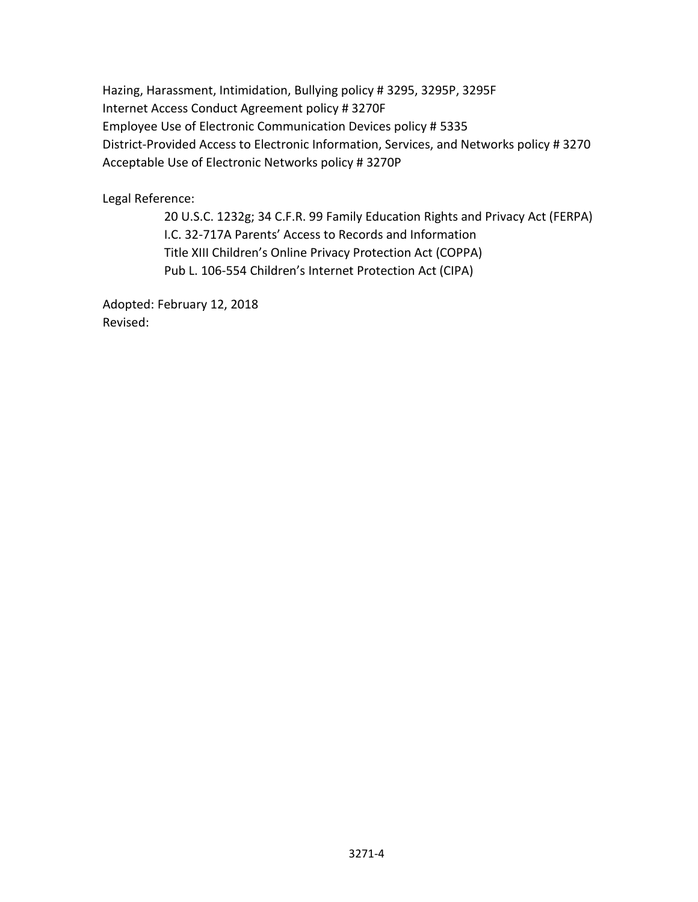Hazing, Harassment, Intimidation, Bullying policy # 3295, 3295P, 3295F
Internet Access Conduct Agreement policy # 3270F
Employee Use of Electronic Communication Devices policy # 5335
District-Provided Access to Electronic Information, Services, and Networks policy # 3270
Acceptable Use of Electronic Networks policy # 3270P

Legal Reference:

20 U.S.C. 1232g; 34 C.F.R. 99 Family Education Rights and Privacy Act (FERPA)
I.C. 32-717A Parents' Access to Records and Information
Title XIII Children's Online Privacy Protection Act (COPPA)
Pub L. 106-554 Children's Internet Protection Act (CIPA)

Adopted: February 12, 2018
Revised: